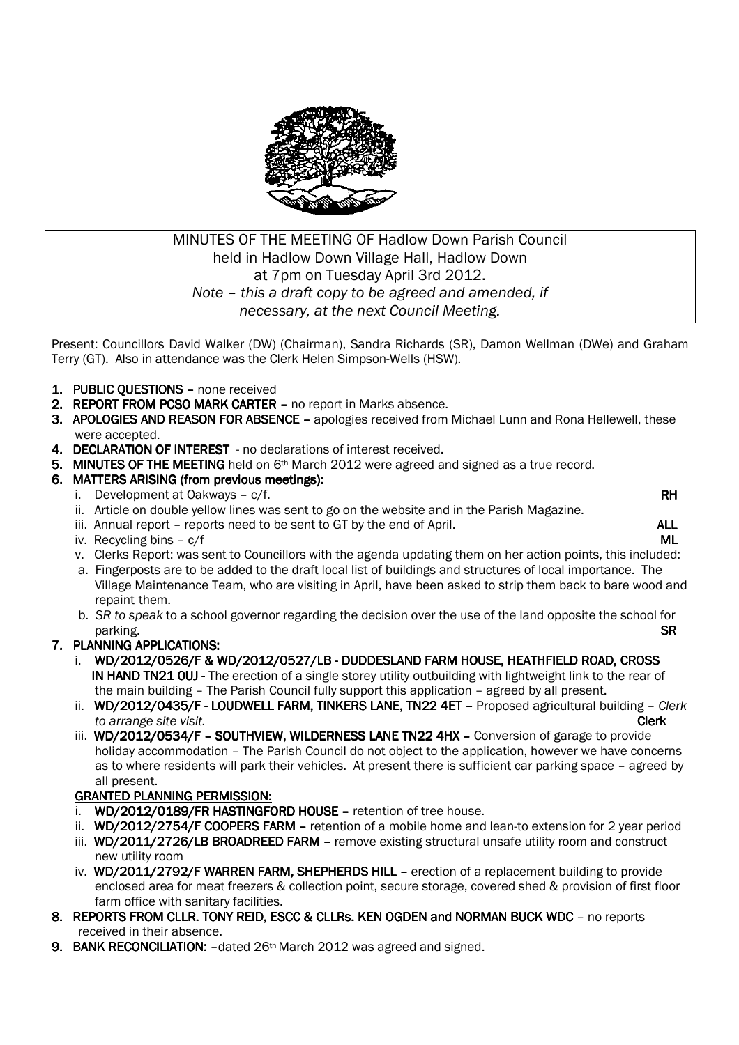MINUTES OF THE MEETING OF Hadlow Down Parish Council
held in Hadlow Down Village Hall, Hadlow Down
at 7pm on Tuesday April 3rd 2012.
*Note – this a draft copy to be agreed and amended, if necessary, at the next Council Meeting.*

Present: Councillors David Walker (DW) (Chairman), Sandra Richards (SR), Damon Wellman (DWe) and Graham Terry (GT). Also in attendance was the Clerk Helen Simpson-Wells (HSW).

1. **PUBLIC QUESTIONS** – none received
2. **REPORT FROM PCSO MARK CARTER** – no report in Marks absence.
3. **APOLOGIES AND REASON FOR ABSENCE** – apologies received from Michael Lunn and Rona Hellewell, these were accepted.
4. **DECLARATION OF INTEREST** - no declarations of interest received.
5. **MINUTES OF THE MEETING** held on 6th March 2012 were agreed and signed as a true record.
6. **MATTERS ARISING (from previous meetings):**
   i. Development at Oakways – c/f. **RH**
   ii. Article on double yellow lines was sent to go on the website and in the Parish Magazine.
   iii. Annual report – reports need to be sent to GT by the end of April. **ALL**
   iv. Recycling bins – c/f **ML**
   v. Clerks Report: was sent to Councillors with the agenda updating them on her action points, this included:
   a. Fingerposts are to be added to the draft local list of buildings and structures of local importance. The Village Maintenance Team, who are visiting in April, have been asked to strip them back to bare wood and repaint them.
   b. *SR to speak* to a school governor regarding the decision over the use of the land opposite the school for parking. **SR**
7. **PLANNING APPLICATIONS:**
   i. **WD/2012/0526/F & WD/2012/0527/LB - DUDDESLAND FARM HOUSE, HEATHFIELD ROAD, CROSS IN HAND TN21 0UJ** - The erection of a single storey utility outbuilding with lightweight link to the rear of the main building – The Parish Council fully support this application – agreed by all present.
   ii. **WD/2012/0435/F - LOUDWELL FARM, TINKERS LANE, TN22 4ET** – Proposed agricultural building – *Clerk to arrange site visit.* **Clerk**
   iii. **WD/2012/0534/F – SOUTHVIEW, WILDERNESS LANE TN22 4HX** – Conversion of garage to provide holiday accommodation – The Parish Council do not object to the application, however we have concerns as to where residents will park their vehicles. At present there is sufficient car parking space – agreed by all present.

   **GRANTED PLANNING PERMISSION:**
   i. **WD/2012/0189/FR HASTINGFORD HOUSE** – retention of tree house.
   ii. **WD/2012/2754/F COOPERS FARM** – retention of a mobile home and lean-to extension for 2 year period
   iii. **WD/2011/2726/LB BROADREED FARM** – remove existing structural unsafe utility room and construct new utility room
   iv. **WD/2011/2792/F WARREN FARM, SHEPHERDS HILL** – erection of a replacement building to provide enclosed area for meat freezers & collection point, secure storage, covered shed & provision of first floor farm office with sanitary facilities.
8. **REPORTS FROM CLLR. TONY REID, ESCC & CLLRs. KEN OGDEN and NORMAN BUCK WDC** – no reports received in their absence.
9. **BANK RECONCILIATION:** –dated 26th March 2012 was agreed and signed.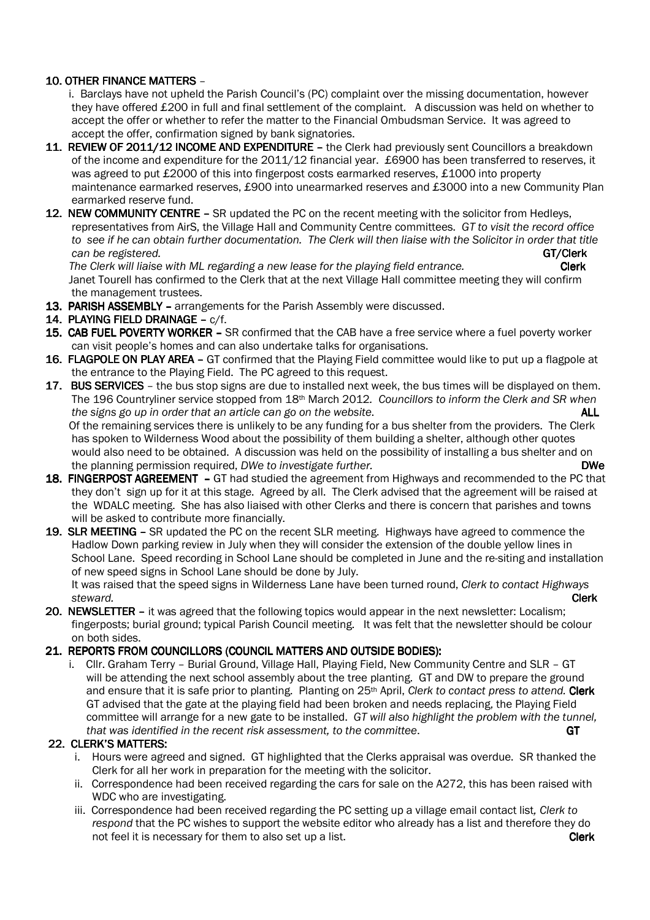**10. OTHER FINANCE MATTERS** –

i. Barclays have not upheld the Parish Council's (PC) complaint over the missing documentation, however they have offered £200 in full and final settlement of the complaint. A discussion was held on whether to accept the offer or whether to refer the matter to the Financial Ombudsman Service. It was agreed to accept the offer, confirmation signed by bank signatories.

**11. REVIEW OF 2011/12 INCOME AND EXPENDITURE** – the Clerk had previously sent Councillors a breakdown of the income and expenditure for the 2011/12 financial year. £6900 has been transferred to reserves, it was agreed to put £2000 of this into fingerpost costs earmarked reserves, £1000 into property maintenance earmarked reserves, £900 into unearmarked reserves and £3000 into a new Community Plan earmarked reserve fund.

**12. NEW COMMUNITY CENTRE** – SR updated the PC on the recent meeting with the solicitor from Hedleys, representatives from AirS, the Village Hall and Community Centre committees. *GT to visit the record office to see if he can obtain further documentation. The Clerk will then liaise with the Solicitor in order that title can be registered.* **GT/Clerk**

*The Clerk will liaise with ML regarding a new lease for the playing field entrance.* **Clerk**

Janet Tourell has confirmed to the Clerk that at the next Village Hall committee meeting they will confirm the management trustees.

**13. PARISH ASSEMBLY** – arrangements for the Parish Assembly were discussed.

**14. PLAYING FIELD DRAINAGE** – c/f.

**15. CAB FUEL POVERTY WORKER** – SR confirmed that the CAB have a free service where a fuel poverty worker can visit people's homes and can also undertake talks for organisations.

**16. FLAGPOLE ON PLAY AREA** – GT confirmed that the Playing Field committee would like to put up a flagpole at the entrance to the Playing Field. The PC agreed to this request.

**17. BUS SERVICES** – the bus stop signs are due to installed next week, the bus times will be displayed on them. The 196 Countryliner service stopped from 18th March 2012. *Councillors to inform the Clerk and SR when the signs go up in order that an article can go on the website.* **ALL**

Of the remaining services there is unlikely to be any funding for a bus shelter from the providers. The Clerk has spoken to Wilderness Wood about the possibility of them building a shelter, although other quotes would also need to be obtained. A discussion was held on the possibility of installing a bus shelter and on the planning permission required, *DWe to investigate further.* **DWe**

**18. FINGERPOST AGREEMENT** – GT had studied the agreement from Highways and recommended to the PC that they don't sign up for it at this stage. Agreed by all. The Clerk advised that the agreement will be raised at the WDALC meeting. She has also liaised with other Clerks and there is concern that parishes and towns will be asked to contribute more financially.

**19. SLR MEETING** – SR updated the PC on the recent SLR meeting. Highways have agreed to commence the Hadlow Down parking review in July when they will consider the extension of the double yellow lines in School Lane. Speed recording in School Lane should be completed in June and the re-siting and installation of new speed signs in School Lane should be done by July.

It was raised that the speed signs in Wilderness Lane have been turned round, *Clerk to contact Highways steward.* **Clerk**

**20. NEWSLETTER** – it was agreed that the following topics would appear in the next newsletter: Localism; fingerposts; burial ground; typical Parish Council meeting. It was felt that the newsletter should be colour on both sides.

**21. REPORTS FROM COUNCILLORS (COUNCIL MATTERS AND OUTSIDE BODIES):**

i. Cllr. Graham Terry – Burial Ground, Village Hall, Playing Field, New Community Centre and SLR – GT will be attending the next school assembly about the tree planting. GT and DW to prepare the ground and ensure that it is safe prior to planting. Planting on 25th April, *Clerk to contact press to attend.* **Clerk**
GT advised that the gate at the playing field had been broken and needs replacing, the Playing Field committee will arrange for a new gate to be installed. *GT will also highlight the problem with the tunnel, that was identified in the recent risk assessment, to the committee*. **GT**

**22. CLERK'S MATTERS:**

i. Hours were agreed and signed. GT highlighted that the Clerks appraisal was overdue. SR thanked the Clerk for all her work in preparation for the meeting with the solicitor.

ii. Correspondence had been received regarding the cars for sale on the A272, this has been raised with WDC who are investigating.

iii. Correspondence had been received regarding the PC setting up a village email contact list, *Clerk to respond* that the PC wishes to support the website editor who already has a list and therefore they do not feel it is necessary for them to also set up a list. **Clerk**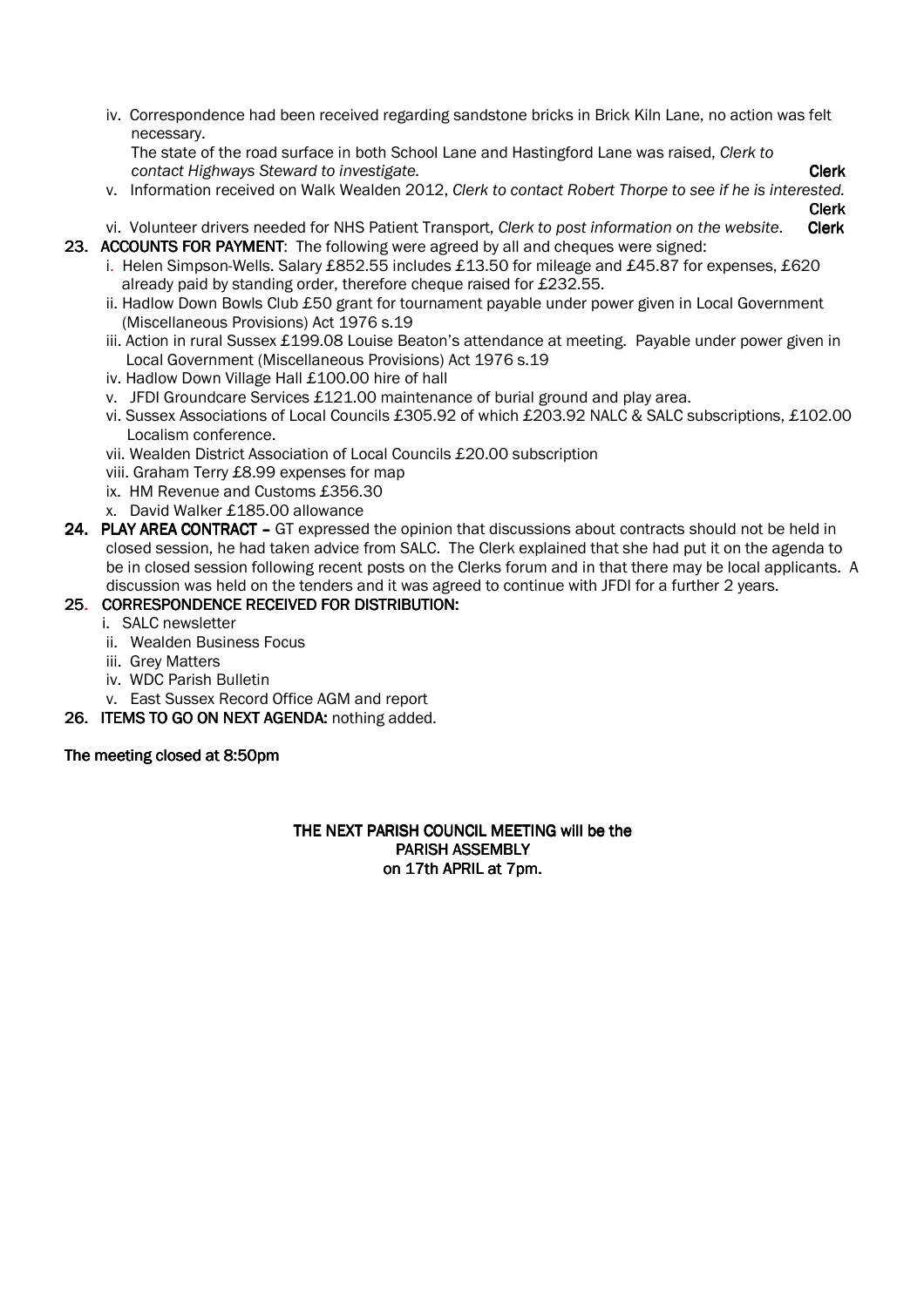iv. Correspondence had been received regarding sandstone bricks in Brick Kiln Lane, no action was felt necessary.
The state of the road surface in both School Lane and Hastingford Lane was raised, *Clerk to contact Highways Steward to investigate.* **Clerk**

v. Information received on Walk Wealden 2012, *Clerk to contact Robert Thorpe to see if he is interested.* **Clerk**

vi. Volunteer drivers needed for NHS Patient Transport, *Clerk to post information on the website.* **Clerk**

**23. ACCOUNTS FOR PAYMENT**: The following were agreed by all and cheques were signed:

i. Helen Simpson-Wells. Salary £852.55 includes £13.50 for mileage and £45.87 for expenses, £620 already paid by standing order, therefore cheque raised for £232.55.

ii. Hadlow Down Bowls Club £50 grant for tournament payable under power given in Local Government (Miscellaneous Provisions) Act 1976 s.19

iii. Action in rural Sussex £199.08 Louise Beaton's attendance at meeting. Payable under power given in Local Government (Miscellaneous Provisions) Act 1976 s.19

iv. Hadlow Down Village Hall £100.00 hire of hall

v. JFDI Groundcare Services £121.00 maintenance of burial ground and play area.

vi. Sussex Associations of Local Councils £305.92 of which £203.92 NALC & SALC subscriptions, £102.00 Localism conference.

vii. Wealden District Association of Local Councils £20.00 subscription

viii. Graham Terry £8.99 expenses for map

ix. HM Revenue and Customs £356.30

x. David Walker £185.00 allowance

**24. PLAY AREA CONTRACT –** GT expressed the opinion that discussions about contracts should not be held in closed session, he had taken advice from SALC. The Clerk explained that she had put it on the agenda to be in closed session following recent posts on the Clerks forum and in that there may be local applicants. A discussion was held on the tenders and it was agreed to continue with JFDI for a further 2 years.

**25. CORRESPONDENCE RECEIVED FOR DISTRIBUTION:**

i. SALC newsletter

ii. Wealden Business Focus

iii. Grey Matters

iv. WDC Parish Bulletin

v. East Sussex Record Office AGM and report

**26. ITEMS TO GO ON NEXT AGENDA:** nothing added.

**The meeting closed at 8:50pm**

**THE NEXT PARISH COUNCIL MEETING will be the
PARISH ASSEMBLY
on 17th APRIL at 7pm.**